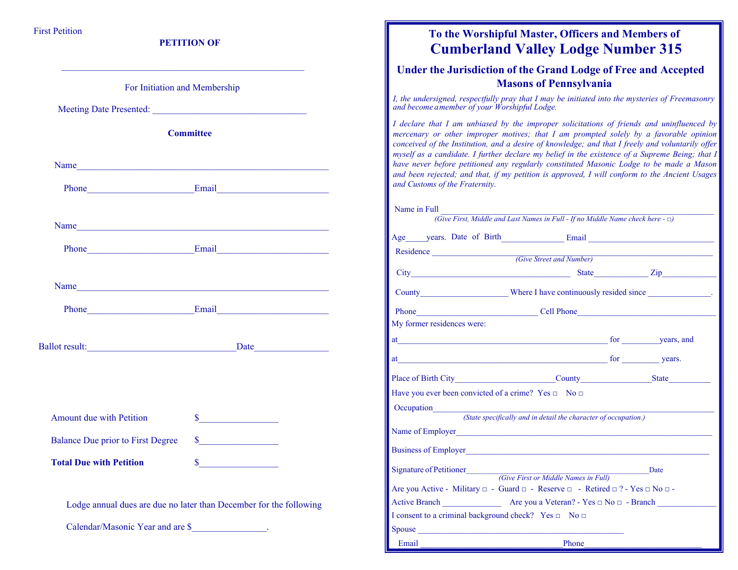First Petition

**PETITION OF**

\_\_\_\_\_\_\_\_\_\_\_\_\_\_\_\_\_\_\_\_\_\_\_\_\_\_\_\_\_\_\_\_\_\_\_\_\_\_\_\_\_\_\_\_\_\_\_\_\_\_\_\_

For Initiation and Membership

Meeting Date Presented: \_\_\_\_\_\_\_\_\_\_\_\_\_\_\_\_\_\_\_\_\_\_\_\_\_\_\_\_\_\_\_\_\_

**Committee**

Name\_\_\_\_\_\_\_\_\_\_\_\_\_\_\_\_\_\_\_\_\_\_\_\_\_\_\_\_\_\_\_\_\_\_\_\_\_\_\_\_\_\_\_\_\_\_\_\_\_\_\_\_\_\_

Phone\_\_\_\_\_\_\_\_\_\_\_\_\_\_\_\_\_\_\_\_\_\_\_Email\_\_\_\_\_\_\_\_\_\_\_\_\_\_\_\_\_\_\_\_\_\_\_\_

Name\_\_\_\_\_\_\_\_\_\_\_\_\_\_\_\_\_\_\_\_\_\_\_\_\_\_\_\_\_\_\_\_\_\_\_\_\_\_\_\_\_\_\_\_\_\_\_\_\_\_\_\_\_\_

Phone\_\_\_\_\_\_\_\_\_\_\_\_\_\_\_\_\_\_\_\_\_\_\_Email\_\_\_\_\_\_\_\_\_\_\_\_\_\_\_\_\_\_\_\_\_\_\_\_

Name\_\_\_\_\_\_\_\_\_\_\_\_\_\_\_\_\_\_\_\_\_\_\_\_\_\_\_\_\_\_\_\_\_\_\_\_\_\_\_\_\_\_\_\_\_\_\_\_\_\_\_\_\_\_

Phone\_\_\_\_\_\_\_\_\_\_\_\_\_\_\_\_\_\_\_\_\_\_\_Email\_\_\_\_\_\_\_\_\_\_\_\_\_\_\_\_\_\_\_\_\_\_\_\_

Ballot result:\_\_\_\_\_\_\_\_\_\_\_\_\_\_\_\_\_\_\_\_\_\_\_\_\_\_\_\_\_\_\_\_Date\_\_\_\_\_\_\_\_\_\_\_\_\_\_\_\_

Amount due with Petition $\_\_\_\_\_\_\_\_\_\_\_\_\_\_\_\_\_

Balance Due prior to First Degree $\_\_\_\_\_\_\_\_\_\_\_\_\_\_\_\_\_

**Total Due with Petition** $\_\_\_\_\_\_\_\_\_\_\_\_\_\_\_\_\_

Lodge annual dues are due no later than December for the following Calendar/Masonic Year and are $\_\_\_\_\_\_\_\_\_\_\_\_\_\_\_\_.

## To the Worshipful Master, Officers and Members of

# Cumberland Valley Lodge Number 315

## Under the Jurisdiction of the Grand Lodge of Free and Accepted Masons of Pennsylvania

*I, the undersigned, respectfully pray that I may be initiated into the mysteries of Freemasonry and become a member of your Worshipful Lodge.*

*I declare that I am unbiased by the improper solicitations of friends and uninfluenced by mercenary or other improper motives; that I am prompted solely by a favorable opinion conceived of the Institution, and a desire of knowledge; and that I freely and voluntarily offer myself as a candidate. I further declare my belief in the existence of a Supreme Being; that I have never before petitioned any regularly constituted Masonic Lodge to be made a Mason and been rejected; and that, if my petition is approved, I will conform to the Ancient Usages and Customs of the Fraternity.*

Name in Full \_\_\_\_\_\_\_\_\_\_\_\_\_\_\_\_\_\_\_\_\_\_\_\_\_\_\_\_\_\_\_\_\_\_\_\_\_\_\_\_\_\_\_\_\_\_\_\_\_\_\_\_\_\_\_\_\_\_\_\_\_\_
*(Give First, Middle and Last Names in Full - If no Middle Name check here - □)*

Age\_\_\_\_\_years. Date of Birth\_\_\_\_\_\_\_\_\_\_\_\_\_\_\_ Email \_\_\_\_\_\_\_\_\_\_\_\_\_\_\_\_\_\_\_\_\_\_\_\_\_\_\_\_\_\_

Residence \_\_\_\_\_\_\_\_\_\_\_\_\_\_\_\_\_\_\_\_\_\_\_\_\_\_\_\_\_\_\_\_\_\_\_\_\_\_\_\_\_\_\_\_\_\_\_\_\_\_\_\_\_\_\_\_\_\_\_\_\_\_\_\_\_
*(Give Street and Number)*

City\_\_\_\_\_\_\_\_\_\_\_\_\_\_\_\_\_\_\_\_\_\_\_\_\_\_\_\_\_\_\_\_\_\_\_\_\_\_ State\_\_\_\_\_\_\_\_\_\_\_\_\_ Zip\_\_\_\_\_\_\_\_\_\_\_\_\_

County\_\_\_\_\_\_\_\_\_\_\_\_\_\_\_\_\_\_\_\_\_ Where I have continuously resided since \_\_\_\_\_\_\_\_\_\_\_\_\_\_\_.

Phone\_\_\_\_\_\_\_\_\_\_\_\_\_\_\_\_\_\_\_\_\_\_\_\_\_\_\_\_\_ Cell Phone\_\_\_\_\_\_\_\_\_\_\_\_\_\_\_\_\_\_\_\_\_\_\_\_\_\_\_\_\_\_\_\_\_

My former residences were:

at\_\_\_\_\_\_\_\_\_\_\_\_\_\_\_\_\_\_\_\_\_\_\_\_\_\_\_\_\_\_\_\_\_\_\_\_\_\_\_\_\_\_\_\_\_\_\_\_\_\_ for \_\_\_\_\_\_\_\_\_years, and

at\_\_\_\_\_\_\_\_\_\_\_\_\_\_\_\_\_\_\_\_\_\_\_\_\_\_\_\_\_\_\_\_\_\_\_\_\_\_\_\_\_\_\_\_\_\_\_\_\_\_ for \_\_\_\_\_\_\_\_\_ years.

Place of Birth City\_\_\_\_\_\_\_\_\_\_\_\_\_\_\_\_\_\_\_\_\_\_\_\_County\_\_\_\_\_\_\_\_\_\_\_\_\_\_\_\_\_State\_\_\_\_\_\_\_\_\_\_

Have you ever been convicted of a crime? Yes □ No □

Occupation\_\_\_\_\_\_\_\_\_\_\_\_\_\_\_\_\_\_\_\_\_\_\_\_\_\_\_\_\_\_\_\_\_\_\_\_\_\_\_\_\_\_\_\_\_\_\_\_\_\_\_\_\_\_\_\_\_\_\_\_\_\_\_\_
*(State specifically and in detail the character of occupation.)*

Name of Employer\_\_\_\_\_\_\_\_\_\_\_\_\_\_\_\_\_\_\_\_\_\_\_\_\_\_\_\_\_\_\_\_\_\_\_\_\_\_\_\_\_\_\_\_\_\_\_\_\_\_\_\_\_\_\_\_\_\_\_

Business of Employer\_\_\_\_\_\_\_\_\_\_\_\_\_\_\_\_\_\_\_\_\_\_\_\_\_\_\_\_\_\_\_\_\_\_\_\_\_\_\_\_\_\_\_\_\_\_\_\_\_\_\_\_\_\_\_\_

Signature of Petitioner\_\_\_\_\_\_\_\_\_\_\_\_\_\_\_\_\_\_\_\_\_\_\_\_\_\_\_\_\_\_\_\_\_\_\_\_\_\_\_\_\_\_\_Date
*(Give First or Middle Names in Full)*

Are you Active - Military □ - Guard □ - Reserve □ - Retired □ ? - Yes □ No □ -

Active Branch \_\_\_\_\_\_\_\_\_\_\_\_\_\_ Are you a Veteran? - Yes □ No □ - Branch \_\_\_\_\_\_\_\_\_\_\_\_\_\_

I consent to a criminal background check? Yes □ No □

Spouse \_\_\_\_\_\_\_\_\_\_\_\_\_\_\_\_\_\_\_\_\_\_\_\_\_\_\_\_\_\_\_\_\_\_\_\_\_\_\_\_\_\_\_\_\_\_\_\_\_\_

Email \_\_\_\_\_\_\_\_\_\_\_\_\_\_\_\_\_\_\_\_\_\_\_\_\_\_\_\_\_\_\_\_\_\_\_Phone\_\_\_\_\_\_\_\_\_\_\_\_\_\_\_\_\_\_\_\_\_\_\_\_\_\_\_\_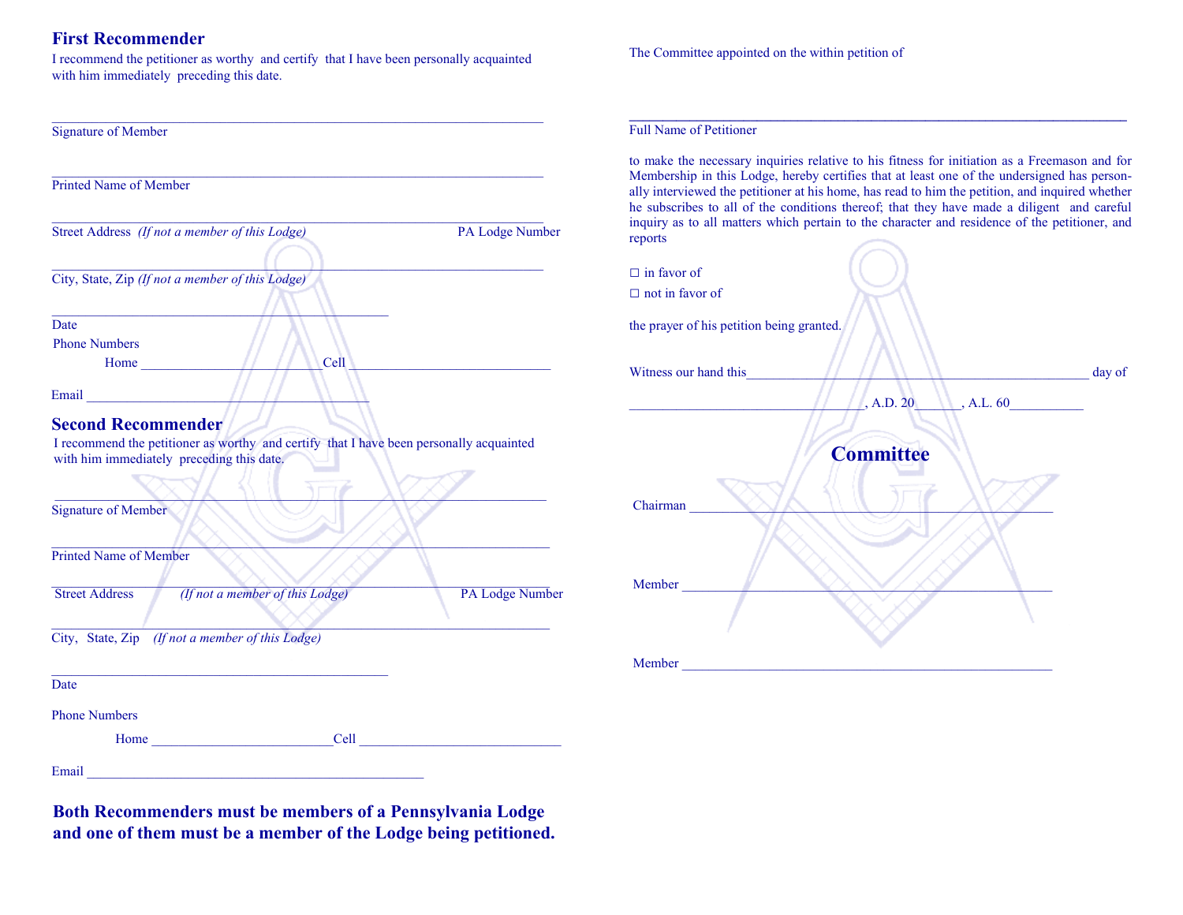## First Recommender

I recommend the petitioner as worthy and certify that I have been personally acquainted with him immediately preceding this date.

\_\_\_\_\_\_\_\_\_\_\_\_\_\_\_\_\_\_\_\_\_\_\_\_\_\_\_\_\_\_\_\_\_\_\_\_\_\_\_\_\_\_\_\_\_\_\_\_\_\_\_\_\_\_\_\_\_\_\_\_\_\_\_\_\_\_\_\_\_\_
Signature of Member

\_\_\_\_\_\_\_\_\_\_\_\_\_\_\_\_\_\_\_\_\_\_\_\_\_\_\_\_\_\_\_\_\_\_\_\_\_\_\_\_\_\_\_\_\_\_\_\_\_\_\_\_\_\_\_\_\_\_\_\_\_\_\_\_\_\_\_\_\_\_
Printed Name of Member

\_\_\_\_\_\_\_\_\_\_\_\_\_\_\_\_\_\_\_\_\_\_\_\_\_\_\_\_\_\_\_\_\_\_\_\_\_\_\_\_\_\_\_\_\_\_\_\_\_\_\_\_\_\_\_\_\_\_\_\_\_\_\_\_\_\_\_\_\_\_
Street Address *(If not a member of this Lodge)* PA Lodge Number

\_\_\_\_\_\_\_\_\_\_\_\_\_\_\_\_\_\_\_\_\_\_\_\_\_\_\_\_\_\_\_\_\_\_\_\_\_\_\_\_\_\_\_\_\_\_\_\_\_\_\_\_\_\_\_\_\_\_\_\_\_\_\_\_\_\_\_\_\_\_
City, State, Zip *(If not a member of this Lodge)*

\_\_\_\_\_\_\_\_\_\_\_\_\_\_\_\_\_\_\_\_\_\_\_\_\_\_\_\_\_\_\_\_\_\_\_\_\_\_\_\_\_\_\_\_\_\_\_
Date

Phone Numbers

Home \_\_\_\_\_\_\_\_\_\_\_\_\_\_\_\_\_\_\_\_\_\_\_\_\_\_ Cell \_\_\_\_\_\_\_\_\_\_\_\_\_\_\_\_\_\_\_\_\_\_\_\_\_\_\_\_\_\_

Email \_\_\_\_\_\_\_\_\_\_\_\_\_\_\_\_\_\_\_\_\_\_\_\_\_\_\_\_\_\_\_\_\_\_\_\_\_\_\_\_\_\_

## Second Recommender

I recommend the petitioner as worthy and certify that I have been personally acquainted with him immediately preceding this date.

\_\_\_\_\_\_\_\_\_\_\_\_\_\_\_\_\_\_\_\_\_\_\_\_\_\_\_\_\_\_\_\_\_\_\_\_\_\_\_\_\_\_\_\_\_\_\_\_\_\_\_\_\_\_\_\_\_\_\_\_\_\_\_\_\_\_\_\_\_\_
Signature of Member

\_\_\_\_\_\_\_\_\_\_\_\_\_\_\_\_\_\_\_\_\_\_\_\_\_\_\_\_\_\_\_\_\_\_\_\_\_\_\_\_\_\_\_\_\_\_\_\_\_\_\_\_\_\_\_\_\_\_\_\_\_\_\_\_\_\_\_\_\_\_
Printed Name of Member

\_\_\_\_\_\_\_\_\_\_\_\_\_\_\_\_\_\_\_\_\_\_\_\_\_\_\_\_\_\_\_\_\_\_\_\_\_\_\_\_\_\_\_\_\_\_\_\_\_\_\_\_\_\_\_\_\_\_\_\_\_\_\_\_\_\_\_\_\_\_
Street Address *(If not a member of this Lodge)* PA Lodge Number

\_\_\_\_\_\_\_\_\_\_\_\_\_\_\_\_\_\_\_\_\_\_\_\_\_\_\_\_\_\_\_\_\_\_\_\_\_\_\_\_\_\_\_\_\_\_\_\_\_\_\_\_\_\_\_\_\_\_\_\_\_\_\_\_\_\_\_\_\_\_
City, State, Zip *(If not a member of this Lodge)*

\_\_\_\_\_\_\_\_\_\_\_\_\_\_\_\_\_\_\_\_\_\_\_\_\_\_\_\_\_\_\_\_\_\_\_\_\_\_\_\_\_\_\_\_\_\_\_
Date

Phone Numbers

Home \_\_\_\_\_\_\_\_\_\_\_\_\_\_\_\_\_\_\_\_\_\_\_\_\_\_ Cell \_\_\_\_\_\_\_\_\_\_\_\_\_\_\_\_\_\_\_\_\_\_\_\_\_\_\_\_\_\_

Email \_\_\_\_\_\_\_\_\_\_\_\_\_\_\_\_\_\_\_\_\_\_\_\_\_\_\_\_\_\_\_\_\_\_\_\_\_\_\_\_\_\_\_\_\_\_\_\_\_\_

**Both Recommenders must be members of a Pennsylvania Lodge and one of them must be a member of the Lodge being petitioned.**

The Committee appointed on the within petition of

\_\_\_\_\_\_\_\_\_\_\_\_\_\_\_\_\_\_\_\_\_\_\_\_\_\_\_\_\_\_\_\_\_\_\_\_\_\_\_\_\_\_\_\_\_\_\_\_\_\_\_\_\_\_\_\_\_\_\_\_\_\_\_\_\_\_\_\_\_\_
Full Name of Petitioner

to make the necessary inquiries relative to his fitness for initiation as a Freemason and for Membership in this Lodge, hereby certifies that at least one of the undersigned has personally interviewed the petitioner at his home, has read to him the petition, and inquired whether he subscribes to all of the conditions thereof; that they have made a diligent and careful inquiry as to all matters which pertain to the character and residence of the petitioner, and reports

☐ in favor of

☐ not in favor of

the prayer of his petition being granted.

Witness our hand this\_\_\_\_\_\_\_\_\_\_\_\_\_\_\_\_\_\_\_\_\_\_\_\_\_\_\_\_\_\_\_\_\_\_\_\_\_\_\_\_\_\_\_\_\_\_\_\_\_\_ day of

\_\_\_\_\_\_\_\_\_\_\_\_\_\_\_\_\_\_\_\_\_\_\_\_\_\_\_\_\_\_\_\_\_\_\_, A.D. 20\_\_\_\_\_\_\_, A.L. 60\_\_\_\_\_\_\_\_\_\_\_

## Committee

Chairman \_\_\_\_\_\_\_\_\_\_\_\_\_\_\_\_\_\_\_\_\_\_\_\_\_\_\_\_\_\_\_\_\_\_\_\_\_\_\_\_\_\_\_\_\_\_\_\_\_\_\_\_\_

Member \_\_\_\_\_\_\_\_\_\_\_\_\_\_\_\_\_\_\_\_\_\_\_\_\_\_\_\_\_\_\_\_\_\_\_\_\_\_\_\_\_\_\_\_\_\_\_\_\_\_\_\_\_\_\_

Member \_\_\_\_\_\_\_\_\_\_\_\_\_\_\_\_\_\_\_\_\_\_\_\_\_\_\_\_\_\_\_\_\_\_\_\_\_\_\_\_\_\_\_\_\_\_\_\_\_\_\_\_\_\_\_